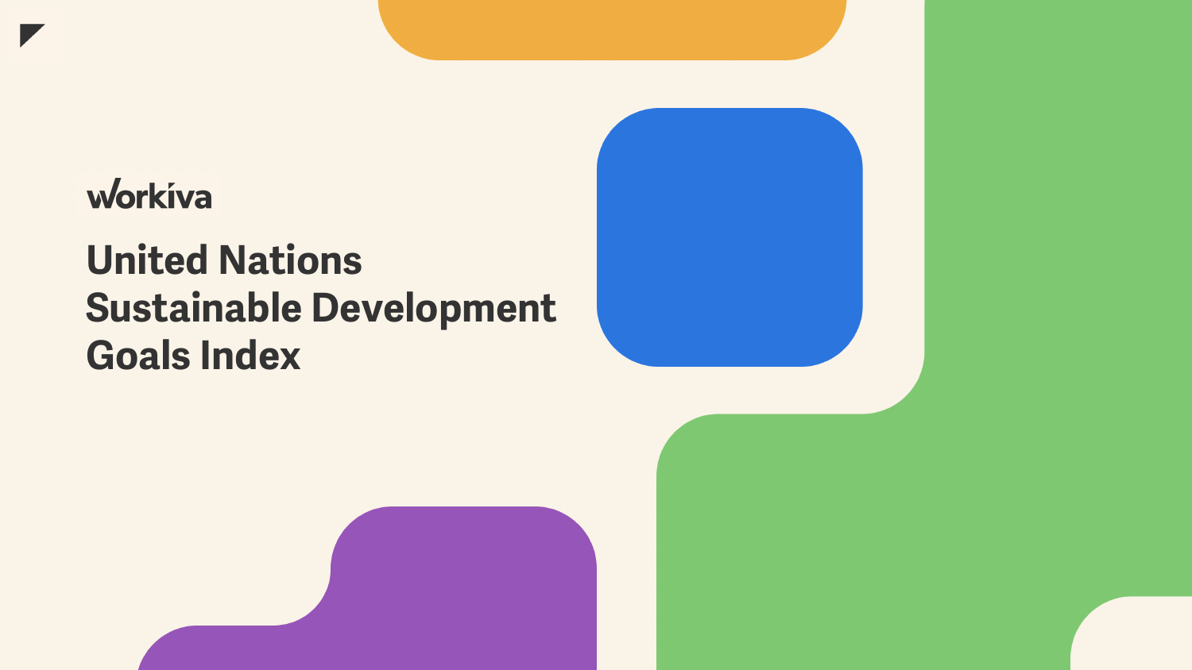workiva

# United Nations Sustainable Development Goals Index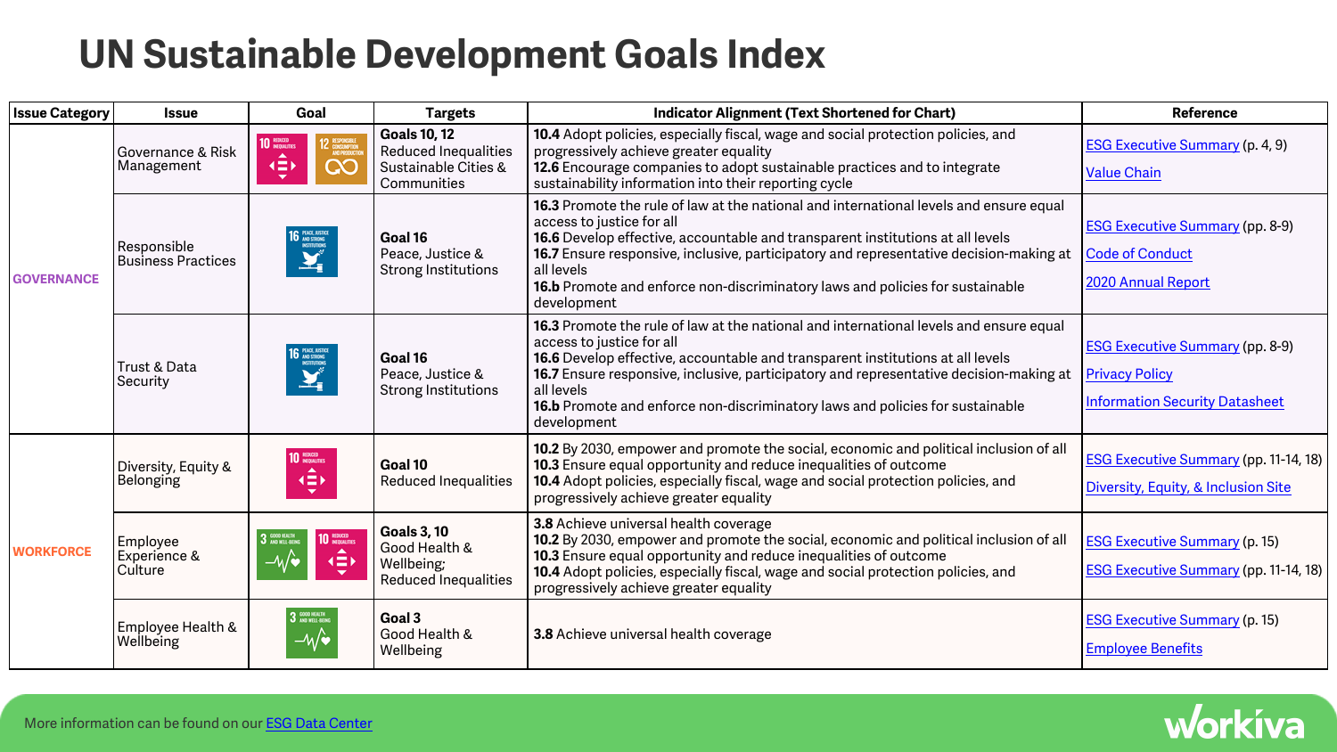# UN Sustainable Development Goals Index

| Issue Category | Issue | Goal | Targets | Indicator Alignment (Text Shortened for Chart) | Reference |
|---|---|---|---|---|---|
| GOVERNANCE | Governance & Risk Management | 10 REDUCED INEQUALITIES; 12 RESPONSIBLE CONSUMPTION AND PRODUCTION | **Goals 10, 12** Reduced Inequalities Sustainable Cities & Communities | **10.4** Adopt policies, especially fiscal, wage and social protection policies, and progressively achieve greater equality **12.6** Encourage companies to adopt sustainable practices and to integrate sustainability information into their reporting cycle | ESG Executive Summary (p. 4, 9) Value Chain |
| | Responsible Business Practices | 16 PEACE, JUSTICE AND STRONG INSTITUTIONS | **Goal 16** Peace, Justice & Strong Institutions | **16.3** Promote the rule of law at the national and international levels and ensure equal access to justice for all **16.6** Develop effective, accountable and transparent institutions at all levels **16.7** Ensure responsive, inclusive, participatory and representative decision-making at all levels **16.b** Promote and enforce non-discriminatory laws and policies for sustainable development | ESG Executive Summary (pp. 8-9) Code of Conduct 2020 Annual Report |
| | Trust & Data Security | 16 PEACE, JUSTICE AND STRONG INSTITUTIONS | **Goal 16** Peace, Justice & Strong Institutions | **16.3** Promote the rule of law at the national and international levels and ensure equal access to justice for all **16.6** Develop effective, accountable and transparent institutions at all levels **16.7** Ensure responsive, inclusive, participatory and representative decision-making at all levels **16.b** Promote and enforce non-discriminatory laws and policies for sustainable development | ESG Executive Summary (pp. 8-9) Privacy Policy Information Security Datasheet |
| WORKFORCE | Diversity, Equity & Belonging | 10 REDUCED INEQUALITIES | **Goal 10** Reduced Inequalities | **10.2** By 2030, empower and promote the social, economic and political inclusion of all **10.3** Ensure equal opportunity and reduce inequalities of outcome **10.4** Adopt policies, especially fiscal, wage and social protection policies, and progressively achieve greater equality | ESG Executive Summary (pp. 11-14, 18) Diversity, Equity, & Inclusion Site |
| | Employee Experience & Culture | 3 GOOD HEALTH AND WELL-BEING; 10 REDUCED INEQUALITIES | **Goals 3, 10** Good Health & Wellbeing; Reduced Inequalities | **3.8** Achieve universal health coverage **10.2** By 2030, empower and promote the social, economic and political inclusion of all **10.3** Ensure equal opportunity and reduce inequalities of outcome **10.4** Adopt policies, especially fiscal, wage and social protection policies, and progressively achieve greater equality | ESG Executive Summary (p. 15) ESG Executive Summary (pp. 11-14, 18) |
| | Employee Health & Wellbeing | 3 GOOD HEALTH AND WELL-BEING | **Goal 3** Good Health & Wellbeing | **3.8** Achieve universal health coverage | ESG Executive Summary (p. 15) Employee Benefits |

More information can be found on our ESG Data Center

workiva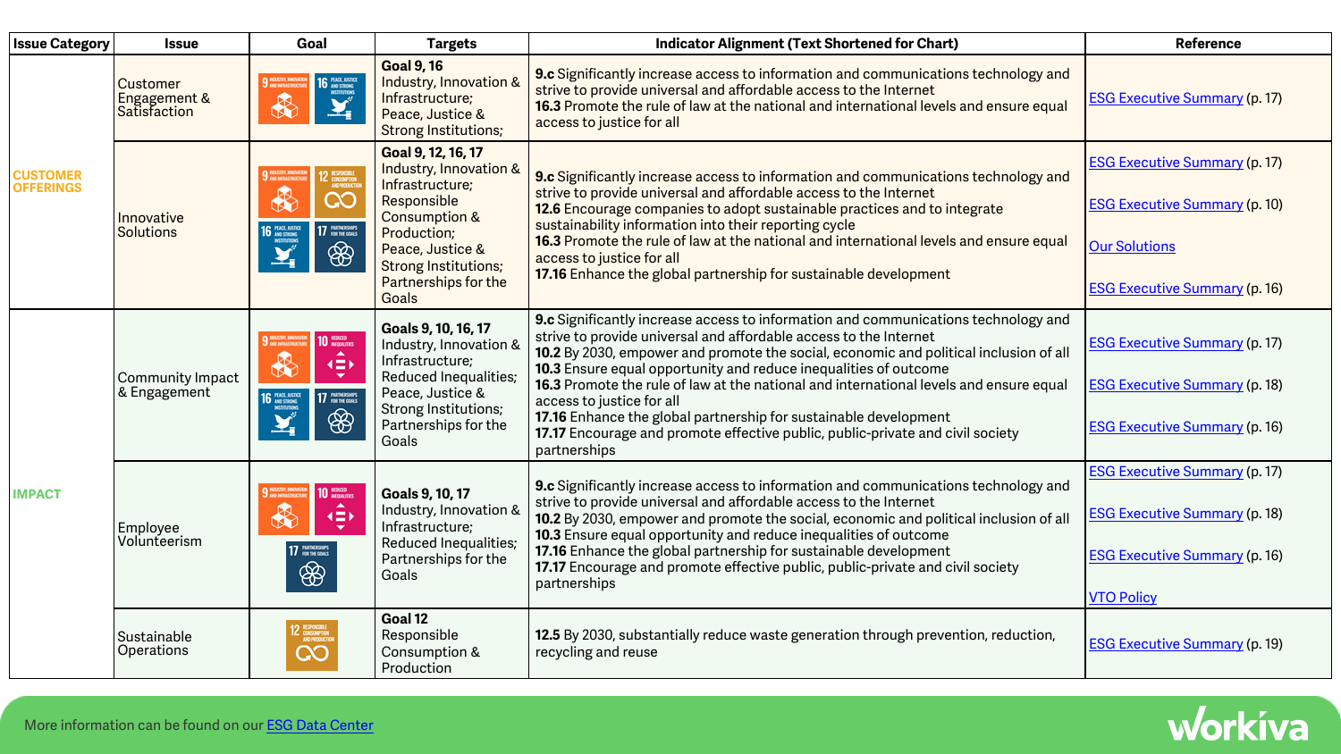| Issue Category | Issue | Goal | Targets | Indicator Alignment (Text Shortened for Chart) | Reference |
|---|---|---|---|---|---|
| CUSTOMER OFFERINGS | Customer Engagement & Satisfaction | | **Goal 9, 16** Industry, Innovation & Infrastructure; Peace, Justice & Strong Institutions; | **9.c** Significantly increase access to information and communications technology and strive to provide universal and affordable access to the Internet **16.3** Promote the rule of law at the national and international levels and ensure equal access to justice for all | ESG Executive Summary (p. 17) |
| | Innovative Solutions | | **Goal 9, 12, 16, 17** Industry, Innovation & Infrastructure; Responsible Consumption & Production; Peace, Justice & Strong Institutions; Partnerships for the Goals | **9.c** Significantly increase access to information and communications technology and strive to provide universal and affordable access to the Internet **12.6** Encourage companies to adopt sustainable practices and to integrate sustainability information into their reporting cycle **16.3** Promote the rule of law at the national and international levels and ensure equal access to justice for all **17.16** Enhance the global partnership for sustainable development | ESG Executive Summary (p. 17) ESG Executive Summary (p. 10) Our Solutions ESG Executive Summary (p. 16) |
| IMPACT | Community Impact & Engagement | | **Goals 9, 10, 16, 17** Industry, Innovation & Infrastructure; Reduced Inequalities; Peace, Justice & Strong Institutions; Partnerships for the Goals | **9.c** Significantly increase access to information and communications technology and strive to provide universal and affordable access to the Internet **10.2** By 2030, empower and promote the social, economic and political inclusion of all **10.3** Ensure equal opportunity and reduce inequalities of outcome **16.3** Promote the rule of law at the national and international levels and ensure equal access to justice for all **17.16** Enhance the global partnership for sustainable development **17.17** Encourage and promote effective public, public-private and civil society partnerships | ESG Executive Summary (p. 17) ESG Executive Summary (p. 18) ESG Executive Summary (p. 16) |
| | Employee Volunteerism | | **Goals 9, 10, 17** Industry, Innovation & Infrastructure; Reduced Inequalities; Partnerships for the Goals | **9.c** Significantly increase access to information and communications technology and strive to provide universal and affordable access to the Internet **10.2** By 2030, empower and promote the social, economic and political inclusion of all **10.3** Ensure equal opportunity and reduce inequalities of outcome **17.16** Enhance the global partnership for sustainable development **17.17** Encourage and promote effective public, public-private and civil society partnerships | ESG Executive Summary (p. 17) ESG Executive Summary (p. 18) ESG Executive Summary (p. 16) VTO Policy |
| | Sustainable Operations | | **Goal 12** Responsible Consumption & Production | **12.5** By 2030, substantially reduce waste generation through prevention, reduction, recycling and reuse | ESG Executive Summary (p. 19) |

More information can be found on our ESG Data Center

workiva